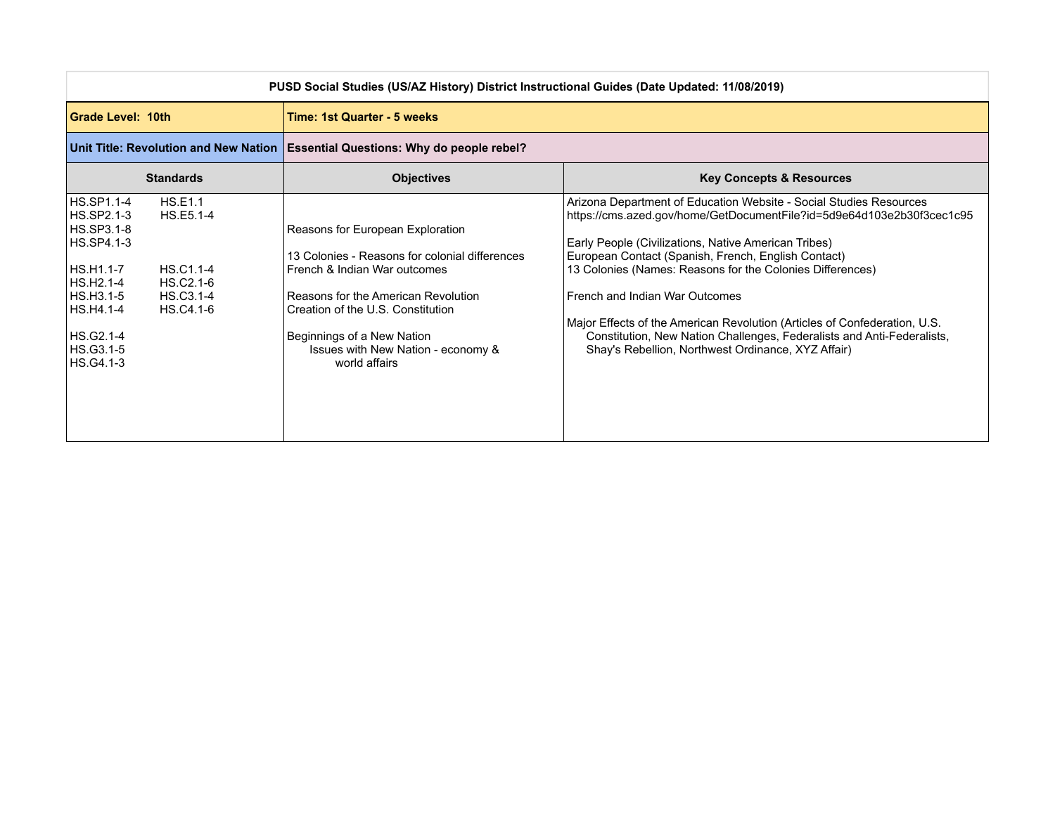**PUSD Social Studies (US/AZ History) District Instructional Guides (Date Updated: 11/08/2019)**

| **Grade Level: 10th** | **Time: 1st Quarter - 5 weeks** | |
|---|---|---|
| **Unit Title: Revolution and New Nation** | **Essential Questions: Why do people rebel?** | |
| **Standards** | **Objectives** | **Key Concepts & Resources** |
| HS.SP1.1-4<br>HS.SP2.1-3<br>HS.SP3.1-8<br>HS.SP4.1-3<br><br>HS.H1.1-7<br>HS.H2.1-4<br>HS.H3.1-5<br>HS.H4.1-4<br><br>HS.G2.1-4<br>HS.G3.1-5<br>HS.G4.1-3<br><br>HS.E1.1<br>HS.E5.1-4<br><br>HS.C1.1-4<br>HS.C2.1-6<br>HS.C3.1-4<br>HS.C4.1-6 | Reasons for European Exploration<br><br>13 Colonies - Reasons for colonial differences<br>French & Indian War outcomes<br><br>Reasons for the American Revolution<br>Creation of the U.S. Constitution<br><br>Beginnings of a New Nation<br>Issues with New Nation - economy & world affairs | Arizona Department of Education Website - Social Studies Resources<br>https://cms.azed.gov/home/GetDocumentFile?id=5d9e64d103e2b30f3cec1c95<br><br>Early People (Civilizations, Native American Tribes)<br>European Contact (Spanish, French, English Contact)<br>13 Colonies (Names: Reasons for the Colonies Differences)<br><br>French and Indian War Outcomes<br><br>Major Effects of the American Revolution (Articles of Confederation, U.S. Constitution, New Nation Challenges, Federalists and Anti-Federalists, Shay's Rebellion, Northwest Ordinance, XYZ Affair) |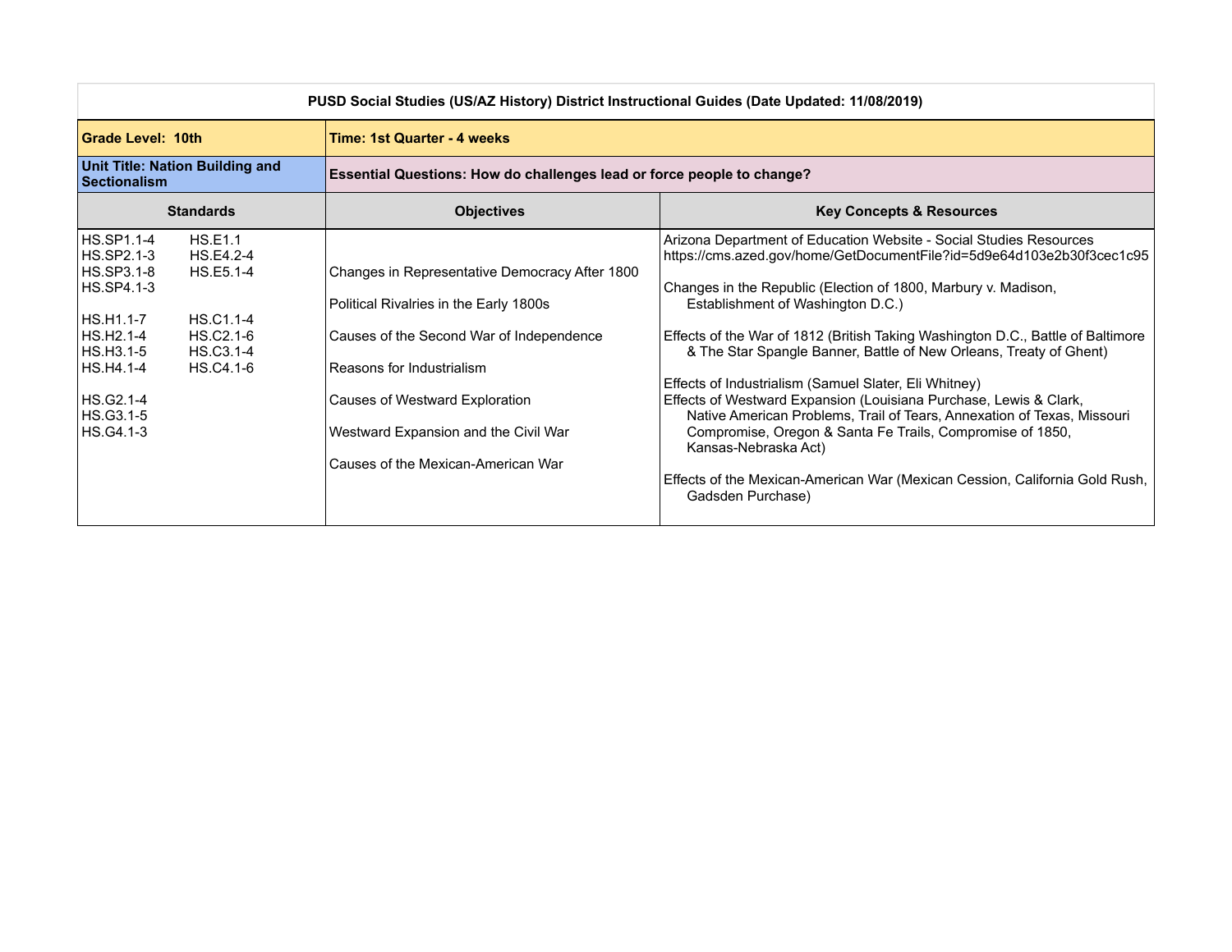| PUSD Social Studies (US/AZ History) District Instructional Guides (Date Updated: 11/08/2019) | | |
|---|---|---|
| **Grade Level: 10th** | **Time: 1st Quarter - 4 weeks** | |
| **Unit Title: Nation Building and Sectionalism** | **Essential Questions: How do challenges lead or force people to change?** | |
| **Standards** | **Objectives** | **Key Concepts & Resources** |
| HS.SP1.1-4<br>HS.SP2.1-3<br>HS.SP3.1-8<br>HS.SP4.1-3<br><br>HS.H1.1-7<br>HS.H2.1-4<br>HS.H3.1-5<br>HS.H4.1-4<br><br>HS.G2.1-4<br>HS.G3.1-5<br>HS.G4.1-3<br><br>HS.E1.1<br>HS.E4.2-4<br>HS.E5.1-4<br><br>HS.C1.1-4<br>HS.C2.1-6<br>HS.C3.1-4<br>HS.C4.1-6 | Changes in Representative Democracy After 1800<br><br>Political Rivalries in the Early 1800s<br><br>Causes of the Second War of Independence<br><br>Reasons for Industrialism<br><br>Causes of Westward Exploration<br><br>Westward Expansion and the Civil War<br><br>Causes of the Mexican-American War | Arizona Department of Education Website - Social Studies Resources<br>https://cms.azed.gov/home/GetDocumentFile?id=5d9e64d103e2b30f3cec1c95<br><br>Changes in the Republic (Election of 1800, Marbury v. Madison, Establishment of Washington D.C.)<br><br>Effects of the War of 1812 (British Taking Washington D.C., Battle of Baltimore & The Star Spangle Banner, Battle of New Orleans, Treaty of Ghent)<br><br>Effects of Industrialism (Samuel Slater, Eli Whitney)<br>Effects of Westward Expansion (Louisiana Purchase, Lewis & Clark, Native American Problems, Trail of Tears, Annexation of Texas, Missouri Compromise, Oregon & Santa Fe Trails, Compromise of 1850, Kansas-Nebraska Act)<br><br>Effects of the Mexican-American War (Mexican Cession, California Gold Rush, Gadsden Purchase) |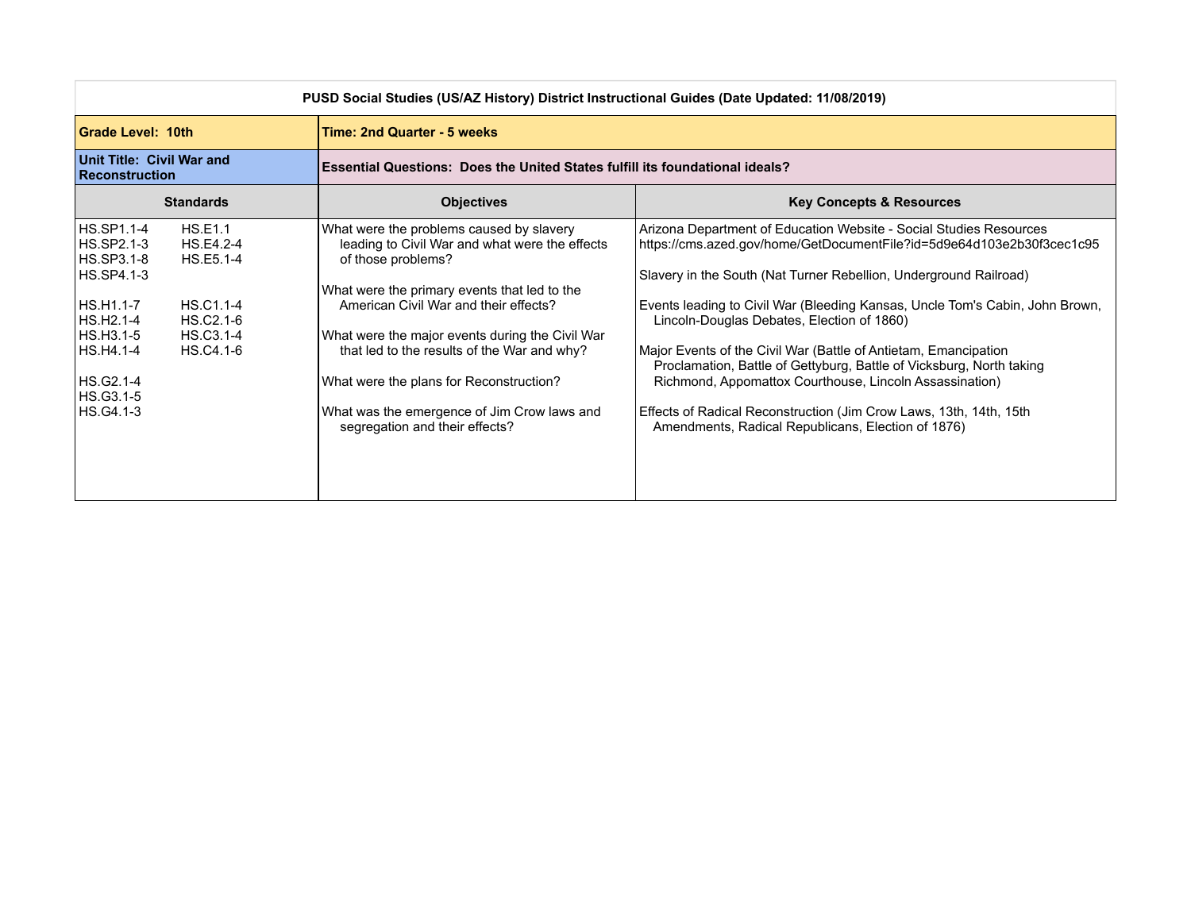| PUSD Social Studies (US/AZ History) District Instructional Guides (Date Updated: 11/08/2019) | | |
|---|---|---|
| **Grade Level: 10th** | **Time: 2nd Quarter - 5 weeks** | |
| **Unit Title: Civil War and Reconstruction** | **Essential Questions: Does the United States fulfill its foundational ideals?** | |
| **Standards** | **Objectives** | **Key Concepts & Resources** |
| HS.SP1.1-4<br>HS.SP2.1-3<br>HS.SP3.1-8<br>HS.SP4.1-3<br>HS.E1.1<br>HS.E4.2-4<br>HS.E5.1-4<br><br>HS.H1.1-7<br>HS.H2.1-4<br>HS.H3.1-5<br>HS.H4.1-4<br>HS.C1.1-4<br>HS.C2.1-6<br>HS.C3.1-4<br>HS.C4.1-6<br><br>HS.G2.1-4<br>HS.G3.1-5<br>HS.G4.1-3 | What were the problems caused by slavery leading to Civil War and what were the effects of those problems?<br><br>What were the primary events that led to the American Civil War and their effects?<br><br>What were the major events during the Civil War that led to the results of the War and why?<br><br>What were the plans for Reconstruction?<br><br>What was the emergence of Jim Crow laws and segregation and their effects? | Arizona Department of Education Website - Social Studies Resources https://cms.azed.gov/home/GetDocumentFile?id=5d9e64d103e2b30f3cec1c95<br><br>Slavery in the South (Nat Turner Rebellion, Underground Railroad)<br><br>Events leading to Civil War (Bleeding Kansas, Uncle Tom's Cabin, John Brown, Lincoln-Douglas Debates, Election of 1860)<br><br>Major Events of the Civil War (Battle of Antietam, Emancipation Proclamation, Battle of Gettyburg, Battle of Vicksburg, North taking Richmond, Appomattox Courthouse, Lincoln Assassination)<br><br>Effects of Radical Reconstruction (Jim Crow Laws, 13th, 14th, 15th Amendments, Radical Republicans, Election of 1876) |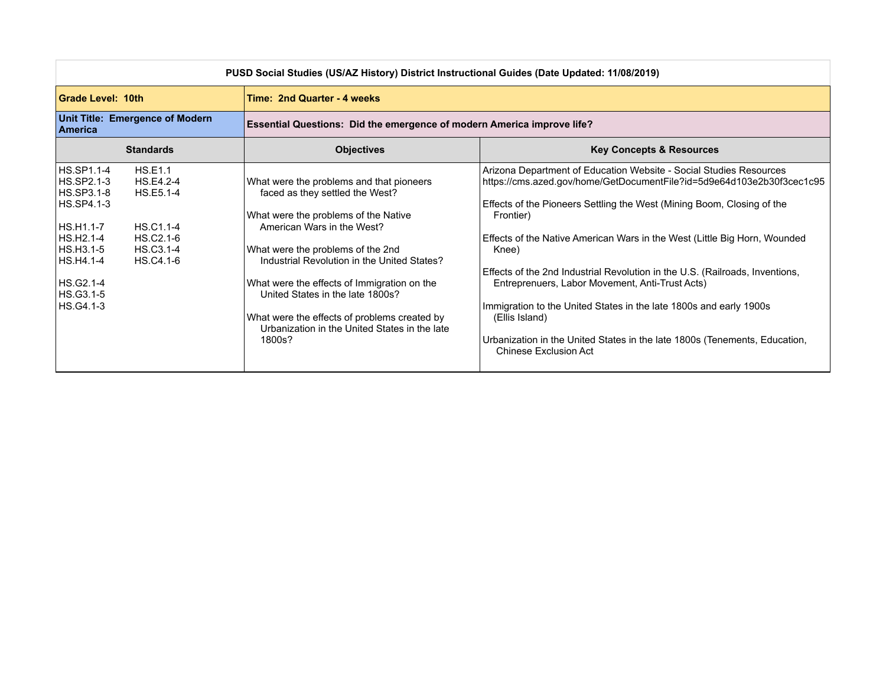| PUSD Social Studies (US/AZ History) District Instructional Guides (Date Updated: 11/08/2019) | | |
|---|---|---|
| **Grade Level: 10th** | **Time: 2nd Quarter - 4 weeks** | |
| **Unit Title: Emergence of Modern America** | **Essential Questions: Did the emergence of modern America improve life?** | |
| **Standards** | **Objectives** | **Key Concepts & Resources** |
| HS.SP1.1-4<br>HS.SP2.1-3<br>HS.SP3.1-8<br>HS.SP4.1-3<br><br>HS.H1.1-7<br>HS.H2.1-4<br>HS.H3.1-5<br>HS.H4.1-4<br><br>HS.G2.1-4<br>HS.G3.1-5<br>HS.G4.1-3<br><br>HS.E1.1<br>HS.E4.2-4<br>HS.E5.1-4<br><br>HS.C1.1-4<br>HS.C2.1-6<br>HS.C3.1-4<br>HS.C4.1-6 | What were the problems and that pioneers faced as they settled the West?<br><br>What were the problems of the Native American Wars in the West?<br><br>What were the problems of the 2nd Industrial Revolution in the United States?<br><br>What were the effects of Immigration on the United States in the late 1800s?<br><br>What were the effects of problems created by Urbanization in the United States in the late 1800s? | Arizona Department of Education Website - Social Studies Resources https://cms.azed.gov/home/GetDocumentFile?id=5d9e64d103e2b30f3cec1c95<br><br>Effects of the Pioneers Settling the West (Mining Boom, Closing of the Frontier)<br><br>Effects of the Native American Wars in the West (Little Big Horn, Wounded Knee)<br><br>Effects of the 2nd Industrial Revolution in the U.S. (Railroads, Inventions, Entreprenuers, Labor Movement, Anti-Trust Acts)<br><br>Immigration to the United States in the late 1800s and early 1900s (Ellis Island)<br><br>Urbanization in the United States in the late 1800s (Tenements, Education, Chinese Exclusion Act |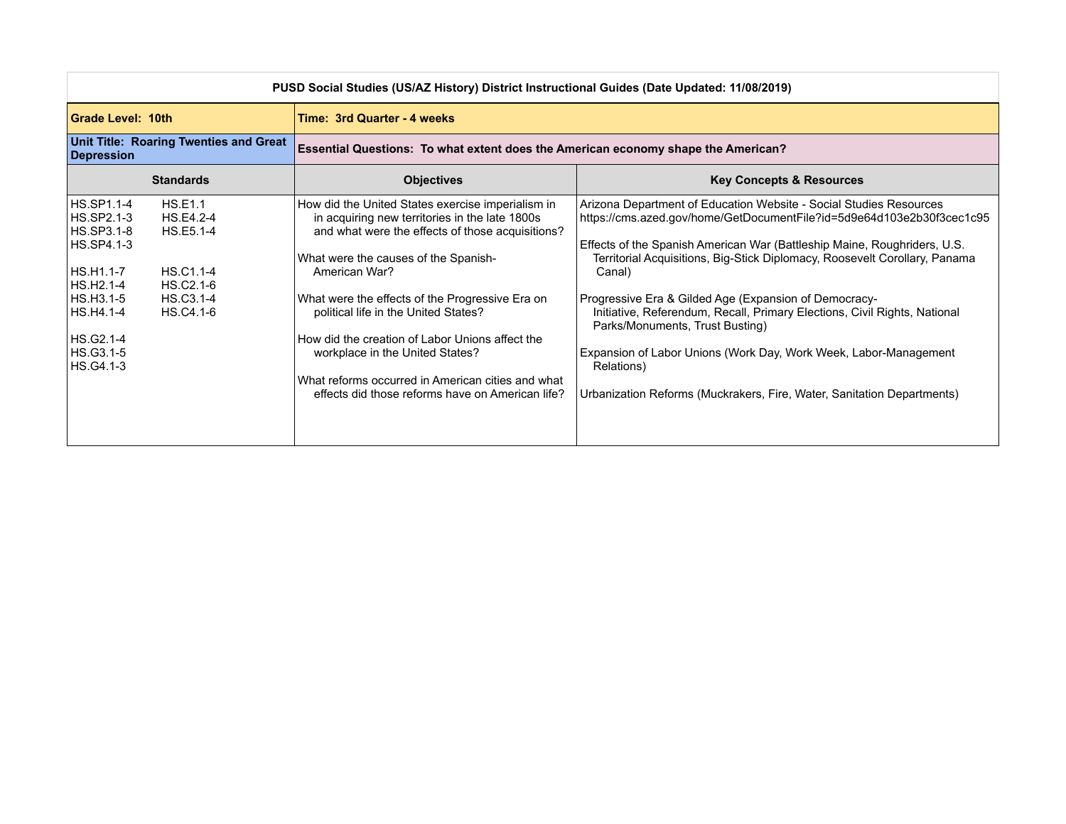| PUSD Social Studies (US/AZ History) District Instructional Guides (Date Updated: 11/08/2019) | | |
|---|---|---|
| **Grade Level: 10th** | **Time: 3rd Quarter - 4 weeks** | |
| **Unit Title: Roaring Twenties and Great Depression** | **Essential Questions: To what extent does the American economy shape the American?** | |
| **Standards** | **Objectives** | **Key Concepts & Resources** |
| HS.SP1.1-4<br>HS.SP2.1-3<br>HS.SP3.1-8<br>HS.SP4.1-3<br><br>HS.H1.1-7<br>HS.H2.1-4<br>HS.H3.1-5<br>HS.H4.1-4<br><br>HS.G2.1-4<br>HS.G3.1-5<br>HS.G4.1-3<br><br>HS.E1.1<br>HS.E4.2-4<br>HS.E5.1-4<br><br>HS.C1.1-4<br>HS.C2.1-6<br>HS.C3.1-4<br>HS.C4.1-6 | How did the United States exercise imperialism in in acquiring new territories in the late 1800s and what were the effects of those acquisitions?<br><br>What were the causes of the Spanish-American War?<br><br>What were the effects of the Progressive Era on political life in the United States?<br><br>How did the creation of Labor Unions affect the workplace in the United States?<br><br>What reforms occurred in American cities and what effects did those reforms have on American life? | Arizona Department of Education Website - Social Studies Resources<br>https://cms.azed.gov/home/GetDocumentFile?id=5d9e64d103e2b30f3cec1c95<br><br>Effects of the Spanish American War (Battleship Maine, Roughriders, U.S. Territorial Acquisitions, Big-Stick Diplomacy, Roosevelt Corollary, Panama Canal)<br><br>Progressive Era & Gilded Age (Expansion of Democracy-Initiative, Referendum, Recall, Primary Elections, Civil Rights, National Parks/Monuments, Trust Busting)<br><br>Expansion of Labor Unions (Work Day, Work Week, Labor-Management Relations)<br><br>Urbanization Reforms (Muckrakers, Fire, Water, Sanitation Departments) |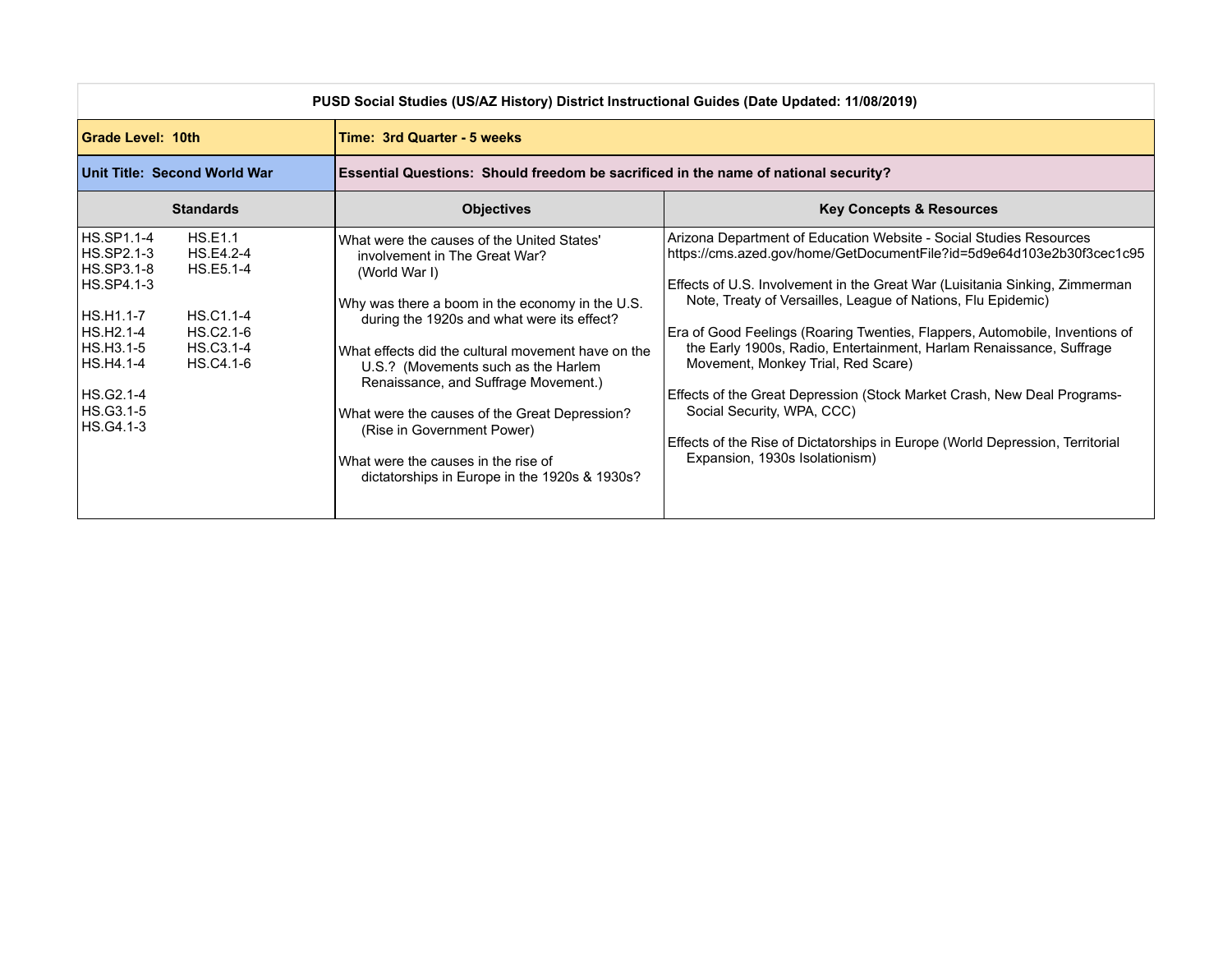**PUSD Social Studies (US/AZ History) District Instructional Guides (Date Updated: 11/08/2019)**

| **Grade Level: 10th** | **Time: 3rd Quarter - 5 weeks** | |
|---|---|---|
| **Unit Title: Second World War** | **Essential Questions: Should freedom be sacrificed in the name of national security?** | |
| **Standards** | **Objectives** | **Key Concepts & Resources** |
| HS.SP1.1-4 HS.E1.1<br>HS.SP2.1-3 HS.E4.2-4<br>HS.SP3.1-8 HS.E5.1-4<br>HS.SP4.1-3<br><br>HS.H1.1-7 HS.C1.1-4<br>HS.H2.1-4 HS.C2.1-6<br>HS.H3.1-5 HS.C3.1-4<br>HS.H4.1-4 HS.C4.1-6<br><br>HS.G2.1-4<br>HS.G3.1-5<br>HS.G4.1-3 | What were the causes of the United States' involvement in The Great War? (World War I)<br><br>Why was there a boom in the economy in the U.S. during the 1920s and what were its effect?<br><br>What effects did the cultural movement have on the U.S.? (Movements such as the Harlem Renaissance, and Suffrage Movement.)<br><br>What were the causes of the Great Depression? (Rise in Government Power)<br><br>What were the causes in the rise of dictatorships in Europe in the 1920s & 1930s? | Arizona Department of Education Website - Social Studies Resources https://cms.azed.gov/home/GetDocumentFile?id=5d9e64d103e2b30f3cec1c95<br><br>Effects of U.S. Involvement in the Great War (Luisitania Sinking, Zimmerman Note, Treaty of Versailles, League of Nations, Flu Epidemic)<br><br>Era of Good Feelings (Roaring Twenties, Flappers, Automobile, Inventions of the Early 1900s, Radio, Entertainment, Harlam Renaissance, Suffrage Movement, Monkey Trial, Red Scare)<br><br>Effects of the Great Depression (Stock Market Crash, New Deal Programs- Social Security, WPA, CCC)<br><br>Effects of the Rise of Dictatorships in Europe (World Depression, Territorial Expansion, 1930s Isolationism) |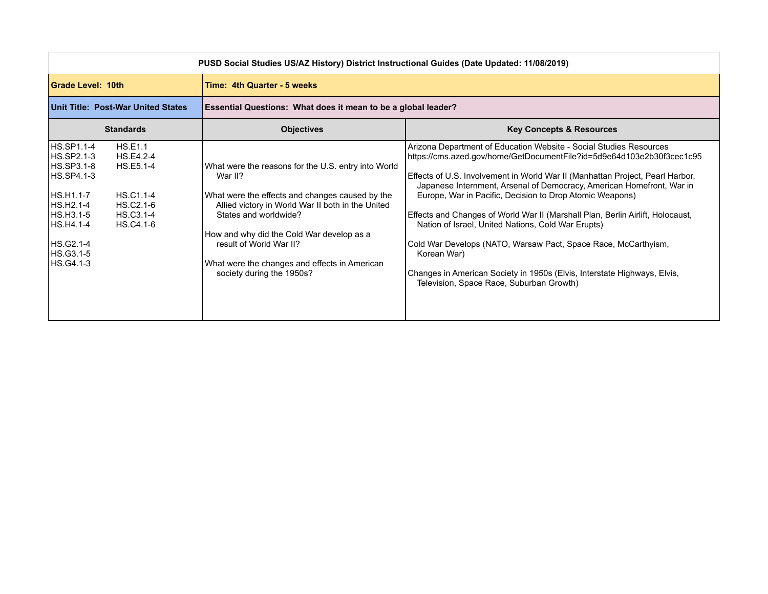| PUSD Social Studies US/AZ History) District Instructional Guides (Date Updated: 11/08/2019) | | |
|---|---|---|
| **Grade Level: 10th** | **Time: 4th Quarter - 5 weeks** | |
| **Unit Title: Post-War United States** | **Essential Questions: What does it mean to be a global leader?** | |
| **Standards** | **Objectives** | **Key Concepts & Resources** |
| HS.SP1.1-4<br>HS.SP2.1-3<br>HS.SP3.1-8<br>HS.SP4.1-3<br><br>HS.H1.1-7<br>HS.H2.1-4<br>HS.H3.1-5<br>HS.H4.1-4<br><br>HS.G2.1-4<br>HS.G3.1-5<br>HS.G4.1-3<br><br>HS.E1.1<br>HS.E4.2-4<br>HS.E5.1-4<br><br>HS.C1.1-4<br>HS.C2.1-6<br>HS.C3.1-4<br>HS.C4.1-6 | What were the reasons for the U.S. entry into World War II?<br><br>What were the effects and changes caused by the Allied victory in World War II both in the United States and worldwide?<br><br>How and why did the Cold War develop as a result of World War II?<br><br>What were the changes and effects in American society during the 1950s? | Arizona Department of Education Website - Social Studies Resources https://cms.azed.gov/home/GetDocumentFile?id=5d9e64d103e2b30f3cec1c95<br><br>Effects of U.S. Involvement in World War II (Manhattan Project, Pearl Harbor, Japanese Internment, Arsenal of Democracy, American Homefront, War in Europe, War in Pacific, Decision to Drop Atomic Weapons)<br><br>Effects and Changes of World War II (Marshall Plan, Berlin Airlift, Holocaust, Nation of Israel, United Nations, Cold War Erupts)<br><br>Cold War Develops (NATO, Warsaw Pact, Space Race, McCarthyism, Korean War)<br><br>Changes in American Society in 1950s (Elvis, Interstate Highways, Elvis, Television, Space Race, Suburban Growth) |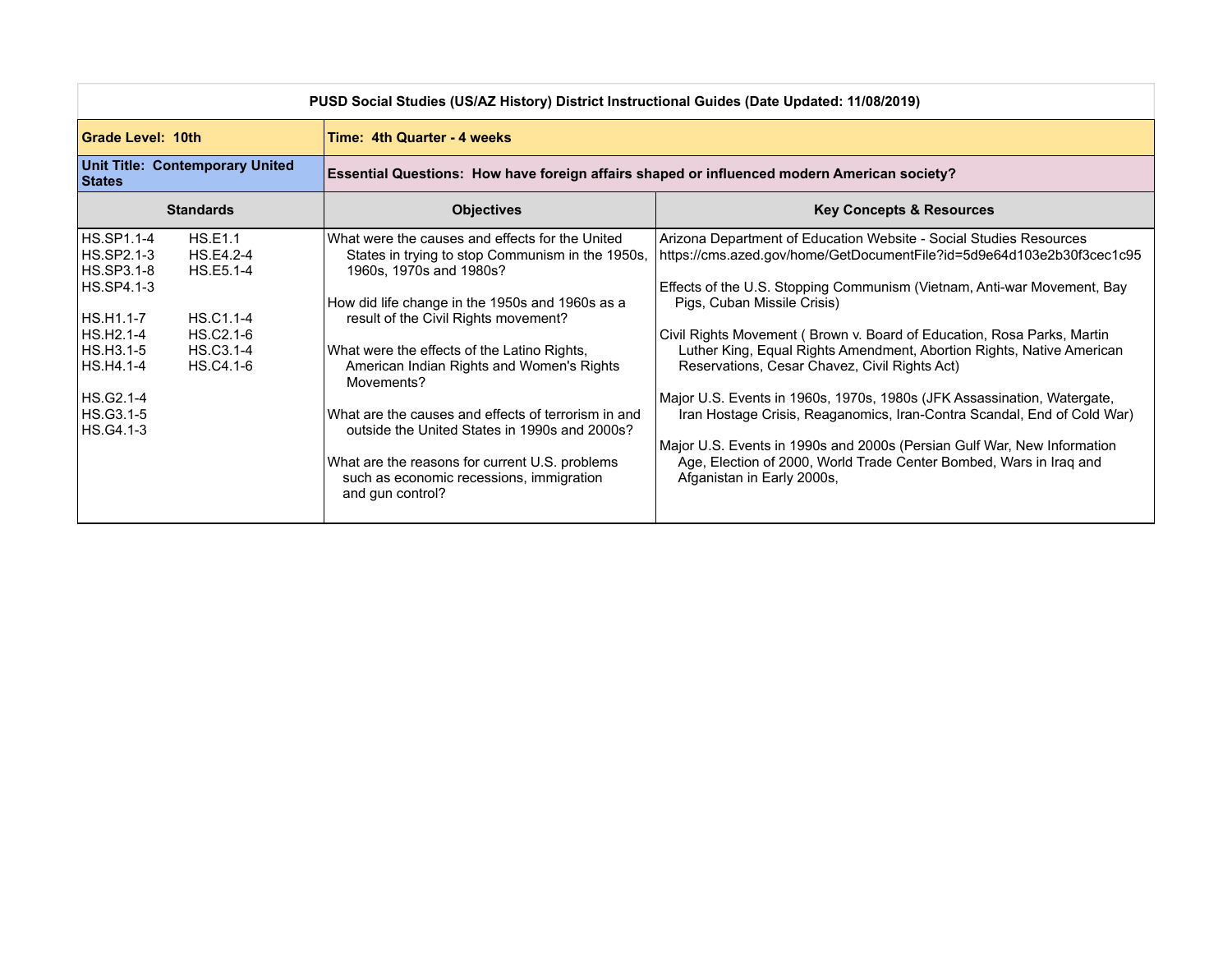| PUSD Social Studies (US/AZ History) District Instructional Guides (Date Updated: 11/08/2019) | | |
|---|---|---|
| **Grade Level: 10th** | **Time: 4th Quarter - 4 weeks** | |
| **Unit Title: Contemporary United States** | **Essential Questions: How have foreign affairs shaped or influenced modern American society?** | |
| **Standards** | **Objectives** | **Key Concepts & Resources** |
| HS.SP1.1-4<br>HS.SP2.1-3<br>HS.SP3.1-8<br>HS.SP4.1-3<br><br>HS.H1.1-7<br>HS.H2.1-4<br>HS.H3.1-5<br>HS.H4.1-4<br><br>HS.G2.1-4<br>HS.G3.1-5<br>HS.G4.1-3<br><br>HS.E1.1<br>HS.E4.2-4<br>HS.E5.1-4<br><br>HS.C1.1-4<br>HS.C2.1-6<br>HS.C3.1-4<br>HS.C4.1-6 | What were the causes and effects for the United States in trying to stop Communism in the 1950s, 1960s, 1970s and 1980s?<br><br>How did life change in the 1950s and 1960s as a result of the Civil Rights movement?<br><br>What were the effects of the Latino Rights, American Indian Rights and Women's Rights Movements?<br><br>What are the causes and effects of terrorism in and outside the United States in 1990s and 2000s?<br><br>What are the reasons for current U.S. problems such as economic recessions, immigration and gun control? | Arizona Department of Education Website - Social Studies Resources https://cms.azed.gov/home/GetDocumentFile?id=5d9e64d103e2b30f3cec1c95<br><br>Effects of the U.S. Stopping Communism (Vietnam, Anti-war Movement, Bay Pigs, Cuban Missile Crisis)<br><br>Civil Rights Movement ( Brown v. Board of Education, Rosa Parks, Martin Luther King, Equal Rights Amendment, Abortion Rights, Native American Reservations, Cesar Chavez, Civil Rights Act)<br><br>Major U.S. Events in 1960s, 1970s, 1980s (JFK Assassination, Watergate, Iran Hostage Crisis, Reaganomics, Iran-Contra Scandal, End of Cold War)<br><br>Major U.S. Events in 1990s and 2000s (Persian Gulf War, New Information Age, Election of 2000, World Trade Center Bombed, Wars in Iraq and Afganistan in Early 2000s, |